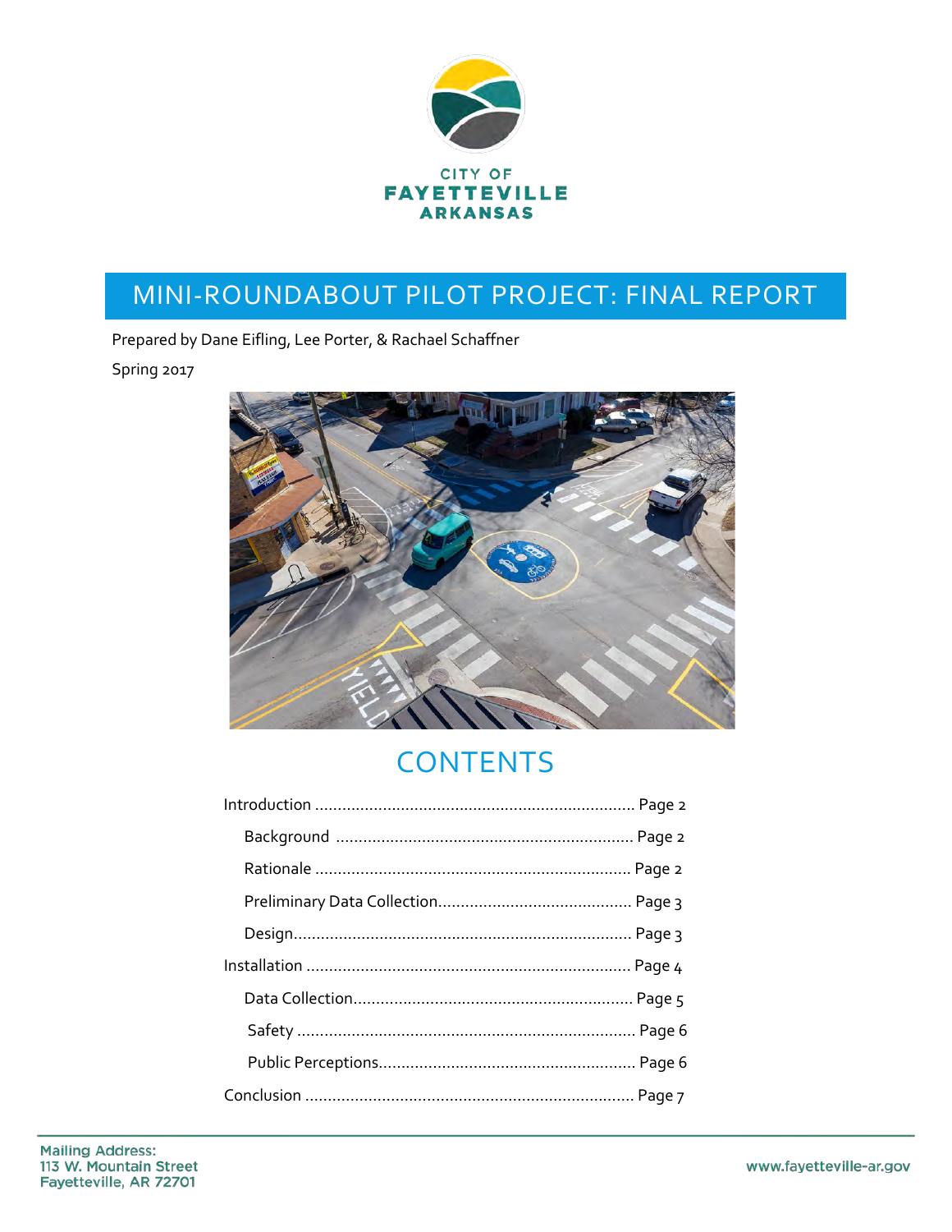CITY OF
FAYETTEVILLE
ARKANSAS

# MINI-ROUNDABOUT PILOT PROJECT: FINAL REPORT

Prepared by Dane Eifling, Lee Porter, & Rachael Schaffner

Spring 2017

## CONTENTS

Introduction ........................................................................ Page 2

- Background ................................................................. Page 2
- Rationale ..................................................................... Page 2
- Preliminary Data Collection ........................................... Page 3
- Design ......................................................................... Page 3

Installation ........................................................................ Page 4

- Data Collection ............................................................. Page 5
- Safety .......................................................................... Page 6
- Public Perceptions ......................................................... Page 6

Conclusion ......................................................................... Page 7

Mailing Address:
113 W. Mountain Street
Fayetteville, AR 72701

www.fayetteville-ar.gov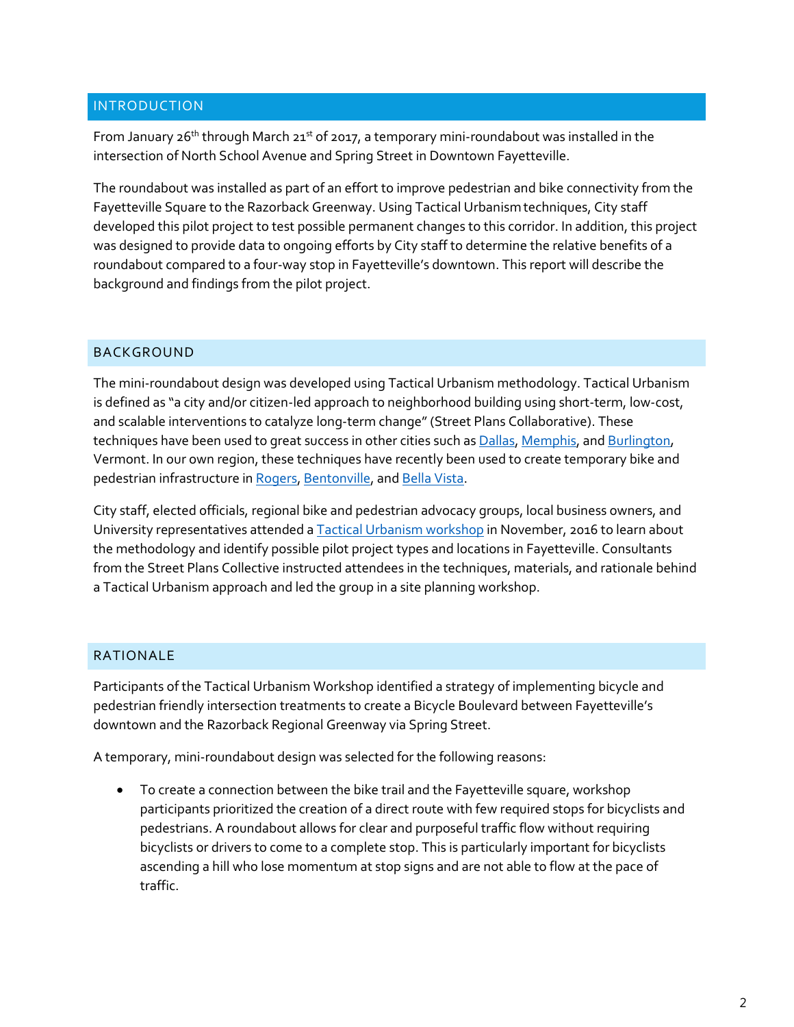## INTRODUCTION

From January 26th through March 21st of 2017, a temporary mini-roundabout was installed in the intersection of North School Avenue and Spring Street in Downtown Fayetteville.

The roundabout was installed as part of an effort to improve pedestrian and bike connectivity from the Fayetteville Square to the Razorback Greenway. Using Tactical Urbanism techniques, City staff developed this pilot project to test possible permanent changes to this corridor. In addition, this project was designed to provide data to ongoing efforts by City staff to determine the relative benefits of a roundabout compared to a four-way stop in Fayetteville's downtown. This report will describe the background and findings from the pilot project.

## BACKGROUND

The mini-roundabout design was developed using Tactical Urbanism methodology. Tactical Urbanism is defined as "a city and/or citizen-led approach to neighborhood building using short-term, low-cost, and scalable interventions to catalyze long-term change" (Street Plans Collaborative). These techniques have been used to great success in other cities such as Dallas, Memphis, and Burlington, Vermont. In our own region, these techniques have recently been used to create temporary bike and pedestrian infrastructure in Rogers, Bentonville, and Bella Vista.

City staff, elected officials, regional bike and pedestrian advocacy groups, local business owners, and University representatives attended a Tactical Urbanism workshop in November, 2016 to learn about the methodology and identify possible pilot project types and locations in Fayetteville. Consultants from the Street Plans Collective instructed attendees in the techniques, materials, and rationale behind a Tactical Urbanism approach and led the group in a site planning workshop.

## RATIONALE

Participants of the Tactical Urbanism Workshop identified a strategy of implementing bicycle and pedestrian friendly intersection treatments to create a Bicycle Boulevard between Fayetteville's downtown and the Razorback Regional Greenway via Spring Street.

A temporary, mini-roundabout design was selected for the following reasons:

- To create a connection between the bike trail and the Fayetteville square, workshop participants prioritized the creation of a direct route with few required stops for bicyclists and pedestrians. A roundabout allows for clear and purposeful traffic flow without requiring bicyclists or drivers to come to a complete stop. This is particularly important for bicyclists ascending a hill who lose momentum at stop signs and are not able to flow at the pace of traffic.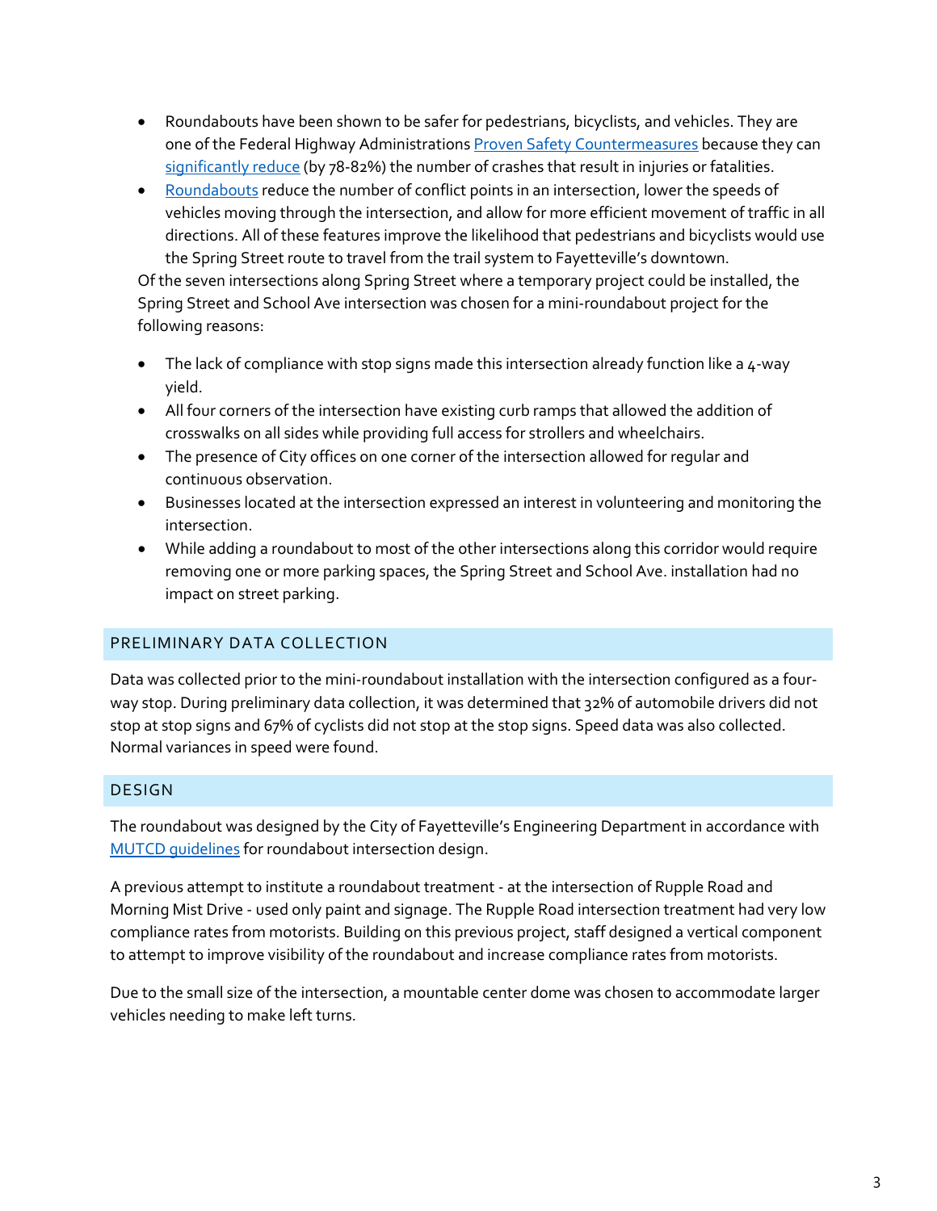- Roundabouts have been shown to be safer for pedestrians, bicyclists, and vehicles. They are one of the Federal Highway Administrations Proven Safety Countermeasures because they can significantly reduce (by 78-82%) the number of crashes that result in injuries or fatalities.
- Roundabouts reduce the number of conflict points in an intersection, lower the speeds of vehicles moving through the intersection, and allow for more efficient movement of traffic in all directions. All of these features improve the likelihood that pedestrians and bicyclists would use the Spring Street route to travel from the trail system to Fayetteville's downtown.

Of the seven intersections along Spring Street where a temporary project could be installed, the Spring Street and School Ave intersection was chosen for a mini-roundabout project for the following reasons:

- The lack of compliance with stop signs made this intersection already function like a 4-way yield.
- All four corners of the intersection have existing curb ramps that allowed the addition of crosswalks on all sides while providing full access for strollers and wheelchairs.
- The presence of City offices on one corner of the intersection allowed for regular and continuous observation.
- Businesses located at the intersection expressed an interest in volunteering and monitoring the intersection.
- While adding a roundabout to most of the other intersections along this corridor would require removing one or more parking spaces, the Spring Street and School Ave. installation had no impact on street parking.

## PRELIMINARY DATA COLLECTION

Data was collected prior to the mini-roundabout installation with the intersection configured as a four-way stop. During preliminary data collection, it was determined that 32% of automobile drivers did not stop at stop signs and 67% of cyclists did not stop at the stop signs. Speed data was also collected. Normal variances in speed were found.

## DESIGN

The roundabout was designed by the City of Fayetteville's Engineering Department in accordance with MUTCD guidelines for roundabout intersection design.

A previous attempt to institute a roundabout treatment - at the intersection of Rupple Road and Morning Mist Drive - used only paint and signage. The Rupple Road intersection treatment had very low compliance rates from motorists. Building on this previous project, staff designed a vertical component to attempt to improve visibility of the roundabout and increase compliance rates from motorists.

Due to the small size of the intersection, a mountable center dome was chosen to accommodate larger vehicles needing to make left turns.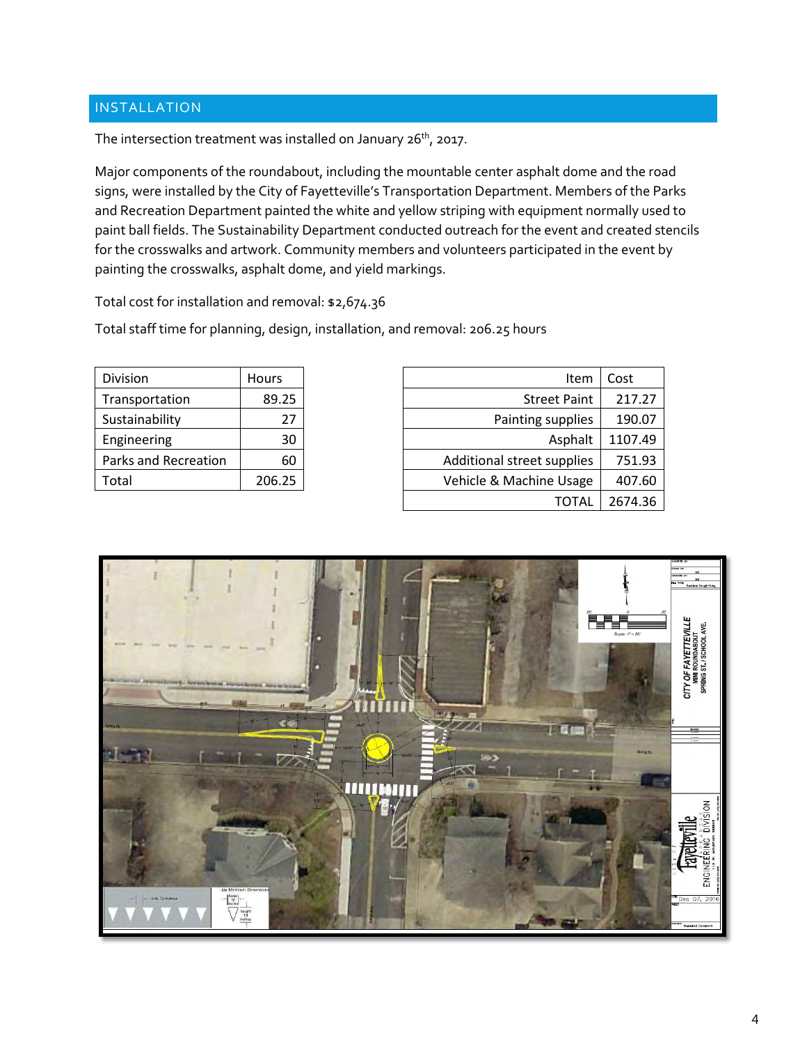## INSTALLATION

The intersection treatment was installed on January 26th, 2017.

Major components of the roundabout, including the mountable center asphalt dome and the road signs, were installed by the City of Fayetteville's Transportation Department. Members of the Parks and Recreation Department painted the white and yellow striping with equipment normally used to paint ball fields. The Sustainability Department conducted outreach for the event and created stencils for the crosswalks and artwork. Community members and volunteers participated in the event by painting the crosswalks, asphalt dome, and yield markings.

Total cost for installation and removal: $2,674.36

Total staff time for planning, design, installation, and removal: 206.25 hours

| Division | Hours |
|---|---|
| Transportation | 89.25 |
| Sustainability | 27 |
| Engineering | 30 |
| Parks and Recreation | 60 |
| Total | 206.25 |

| Item | Cost |
|---|---|
| Street Paint | 217.27 |
| Painting supplies | 190.07 |
| Asphalt | 1107.49 |
| Additional street supplies | 751.93 |
| Vehicle & Machine Usage | 407.60 |
| TOTAL | 2674.36 |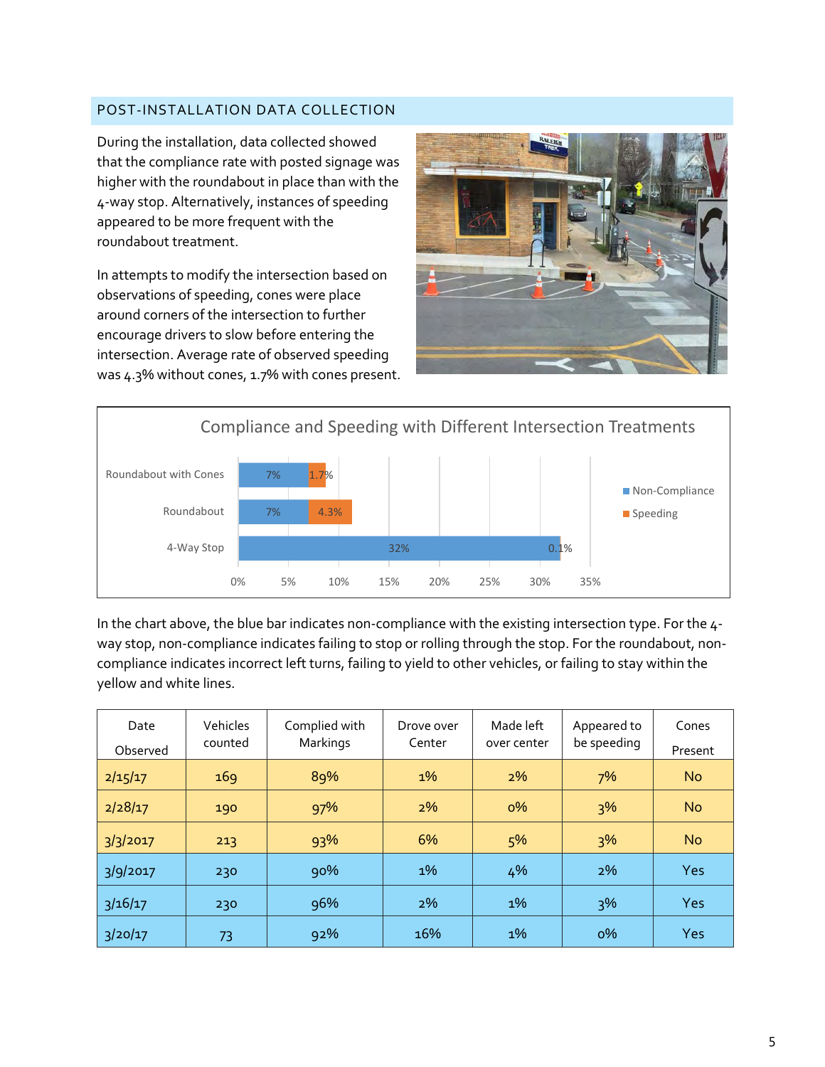## POST-INSTALLATION DATA COLLECTION

During the installation, data collected showed that the compliance rate with posted signage was higher with the roundabout in place than with the 4-way stop. Alternatively, instances of speeding appeared to be more frequent with the roundabout treatment.

In attempts to modify the intersection based on observations of speeding, cones were place around corners of the intersection to further encourage drivers to slow before entering the intersection. Average rate of observed speeding was 4.3% without cones, 1.7% with cones present.

**Compliance and Speeding with Different Intersection Treatments**

| Treatment | Non-Compliance | Speeding |
|---|---|---|
| Roundabout with Cones | 7% | 1.7% |
| Roundabout | 7% | 4.3% |
| 4-Way Stop | 32% | 0.1% |

In the chart above, the blue bar indicates non-compliance with the existing intersection type. For the 4-way stop, non-compliance indicates failing to stop or rolling through the stop. For the roundabout, non-compliance indicates incorrect left turns, failing to yield to other vehicles, or failing to stay within the yellow and white lines.

| Date Observed | Vehicles counted | Complied with Markings | Drove over Center | Made left over center | Appeared to be speeding | Cones Present |
|---|---|---|---|---|---|---|
| 2/15/17 | 169 | 89% | 1% | 2% | 7% | No |
| 2/28/17 | 190 | 97% | 2% | 0% | 3% | No |
| 3/3/2017 | 213 | 93% | 6% | 5% | 3% | No |
| 3/9/2017 | 230 | 90% | 1% | 4% | 2% | Yes |
| 3/16/17 | 230 | 96% | 2% | 1% | 3% | Yes |
| 3/20/17 | 73 | 92% | 16% | 1% | 0% | Yes |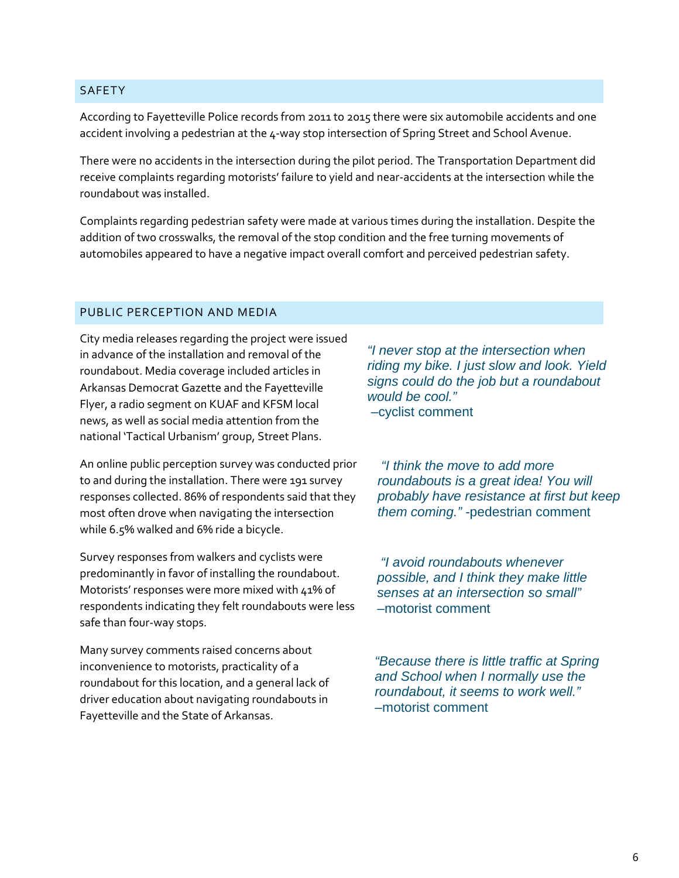## SAFETY

According to Fayetteville Police records from 2011 to 2015 there were six automobile accidents and one accident involving a pedestrian at the 4-way stop intersection of Spring Street and School Avenue.

There were no accidents in the intersection during the pilot period. The Transportation Department did receive complaints regarding motorists' failure to yield and near-accidents at the intersection while the roundabout was installed.

Complaints regarding pedestrian safety were made at various times during the installation. Despite the addition of two crosswalks, the removal of the stop condition and the free turning movements of automobiles appeared to have a negative impact overall comfort and perceived pedestrian safety.

## PUBLIC PERCEPTION AND MEDIA

City media releases regarding the project were issued in advance of the installation and removal of the roundabout. Media coverage included articles in Arkansas Democrat Gazette and the Fayetteville Flyer, a radio segment on KUAF and KFSM local news, as well as social media attention from the national 'Tactical Urbanism' group, Street Plans.

An online public perception survey was conducted prior to and during the installation. There were 191 survey responses collected. 86% of respondents said that they most often drove when navigating the intersection while 6.5% walked and 6% ride a bicycle.

Survey responses from walkers and cyclists were predominantly in favor of installing the roundabout. Motorists' responses were more mixed with 41% of respondents indicating they felt roundabouts were less safe than four-way stops.

Many survey comments raised concerns about inconvenience to motorists, practicality of a roundabout for this location, and a general lack of driver education about navigating roundabouts in Fayetteville and the State of Arkansas.

*"I never stop at the intersection when riding my bike. I just slow and look. Yield signs could do the job but a roundabout would be cool."*
–cyclist comment

*"I think the move to add more roundabouts is a great idea! You will probably have resistance at first but keep them coming."* -pedestrian comment

*"I avoid roundabouts whenever possible, and I think they make little senses at an intersection so small"*
–motorist comment

*"Because there is little traffic at Spring and School when I normally use the roundabout, it seems to work well."*
–motorist comment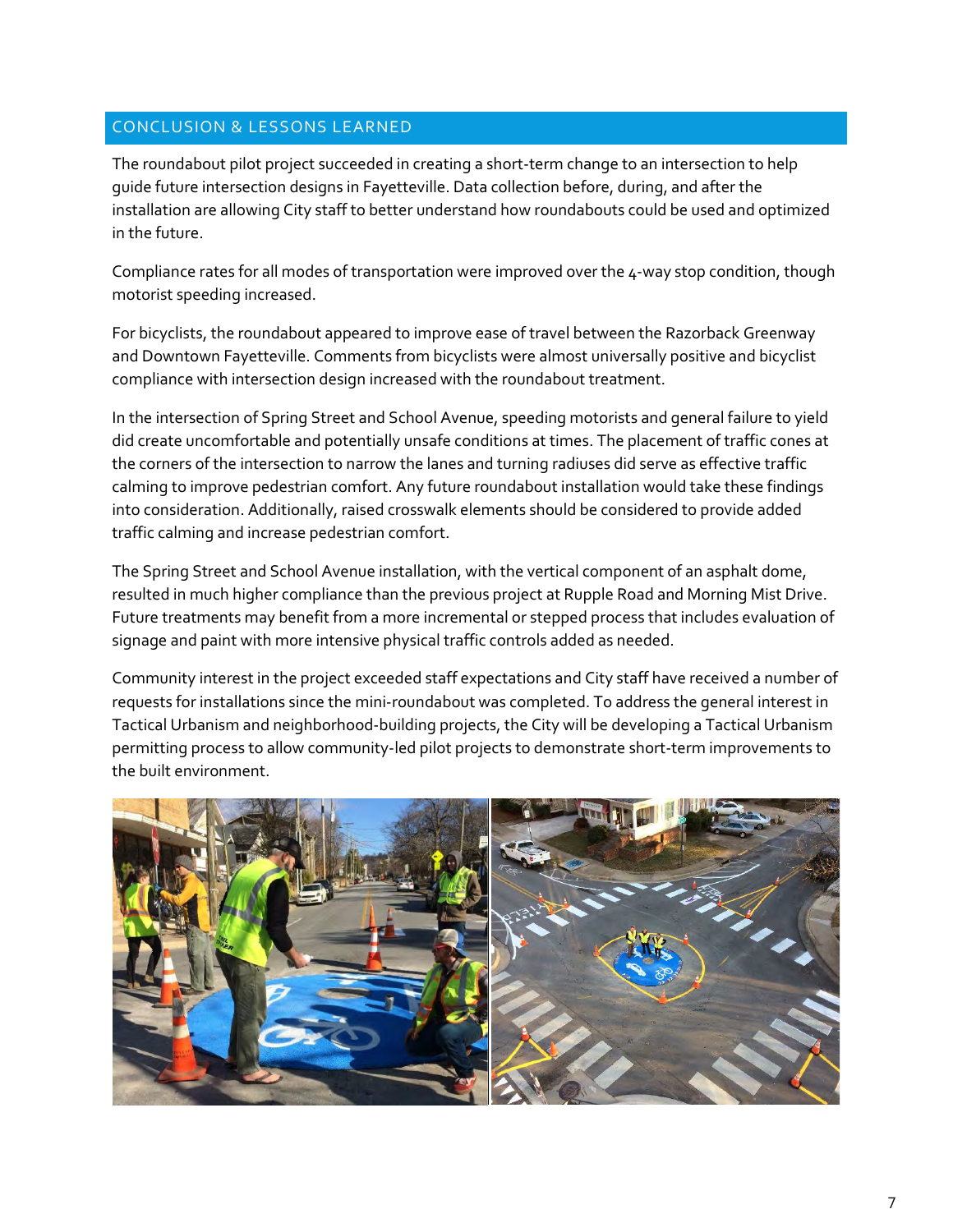## CONCLUSION & LESSONS LEARNED

The roundabout pilot project succeeded in creating a short-term change to an intersection to help guide future intersection designs in Fayetteville. Data collection before, during, and after the installation are allowing City staff to better understand how roundabouts could be used and optimized in the future.

Compliance rates for all modes of transportation were improved over the 4-way stop condition, though motorist speeding increased.

For bicyclists, the roundabout appeared to improve ease of travel between the Razorback Greenway and Downtown Fayetteville. Comments from bicyclists were almost universally positive and bicyclist compliance with intersection design increased with the roundabout treatment.

In the intersection of Spring Street and School Avenue, speeding motorists and general failure to yield did create uncomfortable and potentially unsafe conditions at times. The placement of traffic cones at the corners of the intersection to narrow the lanes and turning radiuses did serve as effective traffic calming to improve pedestrian comfort. Any future roundabout installation would take these findings into consideration. Additionally, raised crosswalk elements should be considered to provide added traffic calming and increase pedestrian comfort.

The Spring Street and School Avenue installation, with the vertical component of an asphalt dome, resulted in much higher compliance than the previous project at Rupple Road and Morning Mist Drive. Future treatments may benefit from a more incremental or stepped process that includes evaluation of signage and paint with more intensive physical traffic controls added as needed.

Community interest in the project exceeded staff expectations and City staff have received a number of requests for installations since the mini-roundabout was completed. To address the general interest in Tactical Urbanism and neighborhood-building projects, the City will be developing a Tactical Urbanism permitting process to allow community-led pilot projects to demonstrate short-term improvements to the built environment.